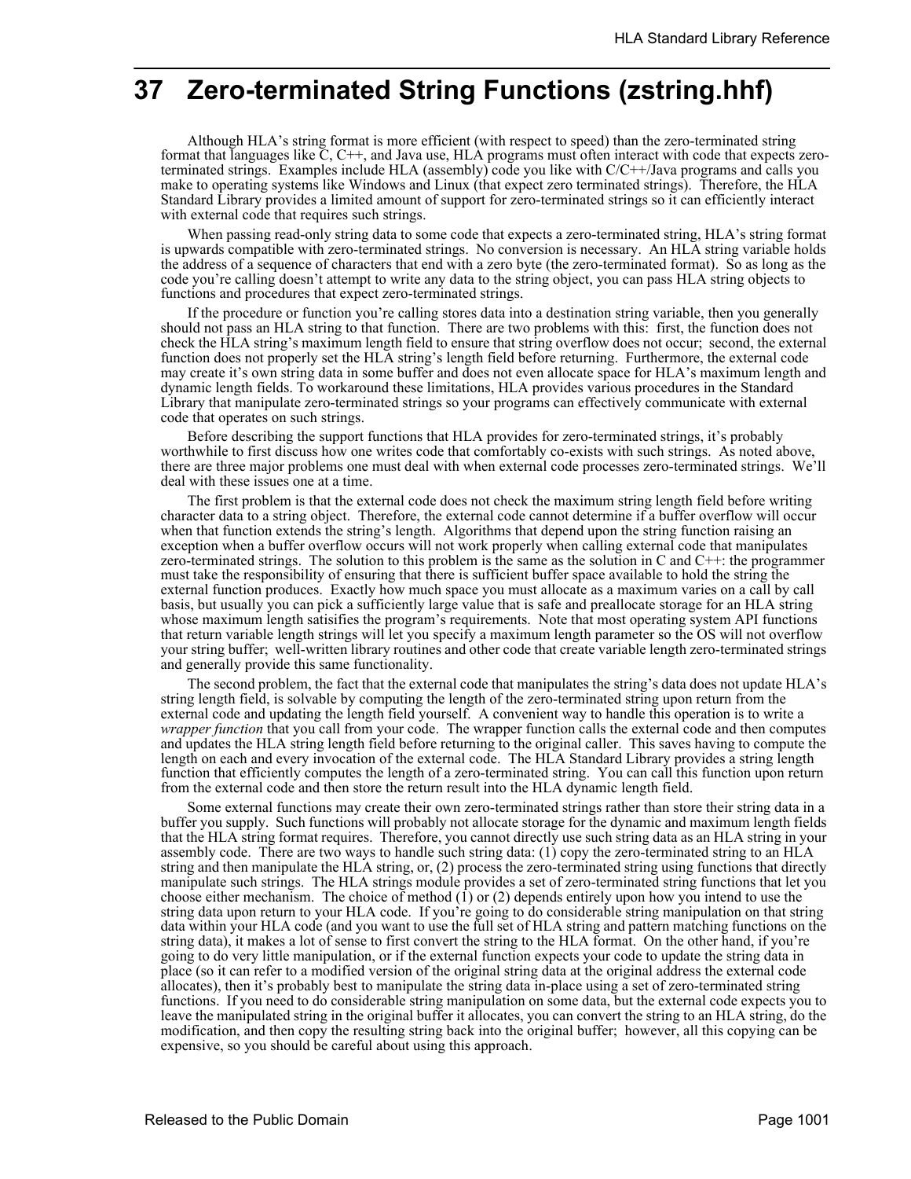# 37 Zero-terminated String Functions (zstring.hhf)

Although HLA's string format is more efficient (with respect to speed) than the zero-terminated string format that languages like C, C++, and Java use, HLA programs must often interact with code that expects zero-terminated strings. Examples include HLA (assembly) code you like with C/C++/Java programs and calls you make to operating systems like Windows and Linux (that expect zero terminated strings). Therefore, the HLA Standard Library provides a limited amount of support for zero-terminated strings so it can efficiently interact with external code that requires such strings.

When passing read-only string data to some code that expects a zero-terminated string, HLA's string format is upwards compatible with zero-terminated strings. No conversion is necessary. An HLA string variable holds the address of a sequence of characters that end with a zero byte (the zero-terminated format). So as long as the code you're calling doesn't attempt to write any data to the string object, you can pass HLA string objects to functions and procedures that expect zero-terminated strings.

If the procedure or function you're calling stores data into a destination string variable, then you generally should not pass an HLA string to that function. There are two problems with this: first, the function does not check the HLA string's maximum length field to ensure that string overflow does not occur; second, the external function does not properly set the HLA string's length field before returning. Furthermore, the external code may create it's own string data in some buffer and does not even allocate space for HLA's maximum length and dynamic length fields. To workaround these limitations, HLA provides various procedures in the Standard Library that manipulate zero-terminated strings so your programs can effectively communicate with external code that operates on such strings.

Before describing the support functions that HLA provides for zero-terminated strings, it's probably worthwhile to first discuss how one writes code that comfortably co-exists with such strings. As noted above, there are three major problems one must deal with when external code processes zero-terminated strings. We'll deal with these issues one at a time.

The first problem is that the external code does not check the maximum string length field before writing character data to a string object. Therefore, the external code cannot determine if a buffer overflow will occur when that function extends the string's length. Algorithms that depend upon the string function raising an exception when a buffer overflow occurs will not work properly when calling external code that manipulates zero-terminated strings. The solution to this problem is the same as the solution in C and C++: the programmer must take the responsibility of ensuring that there is sufficient buffer space available to hold the string the external function produces. Exactly how much space you must allocate as a maximum varies on a call by call basis, but usually you can pick a sufficiently large value that is safe and preallocate storage for an HLA string whose maximum length satisifies the program's requirements. Note that most operating system API functions that return variable length strings will let you specify a maximum length parameter so the OS will not overflow your string buffer; well-written library routines and other code that create variable length zero-terminated strings and generally provide this same functionality.

The second problem, the fact that the external code that manipulates the string's data does not update HLA's string length field, is solvable by computing the length of the zero-terminated string upon return from the external code and updating the length field yourself. A convenient way to handle this operation is to write a *wrapper function* that you call from your code. The wrapper function calls the external code and then computes and updates the HLA string length field before returning to the original caller. This saves having to compute the length on each and every invocation of the external code. The HLA Standard Library provides a string length function that efficiently computes the length of a zero-terminated string. You can call this function upon return from the external code and then store the return result into the HLA dynamic length field.

Some external functions may create their own zero-terminated strings rather than store their string data in a buffer you supply. Such functions will probably not allocate storage for the dynamic and maximum length fields that the HLA string format requires. Therefore, you cannot directly use such string data as an HLA string in your assembly code. There are two ways to handle such string data: (1) copy the zero-terminated string to an HLA string and then manipulate the HLA string, or, (2) process the zero-terminated string using functions that directly manipulate such strings. The HLA strings module provides a set of zero-terminated string functions that let you choose either mechanism. The choice of method (1) or (2) depends entirely upon how you intend to use the string data upon return to your HLA code. If you're going to do considerable string manipulation on that string data within your HLA code (and you want to use the full set of HLA string and pattern matching functions on the string data), it makes a lot of sense to first convert the string to the HLA format. On the other hand, if you're going to do very little manipulation, or if the external function expects your code to update the string data in place (so it can refer to a modified version of the original string data at the original address the external code allocates), then it's probably best to manipulate the string data in-place using a set of zero-terminated string functions. If you need to do considerable string manipulation on some data, but the external code expects you to leave the manipulated string in the original buffer it allocates, you can convert the string to an HLA string, do the modification, and then copy the resulting string back into the original buffer; however, all this copying can be expensive, so you should be careful about using this approach.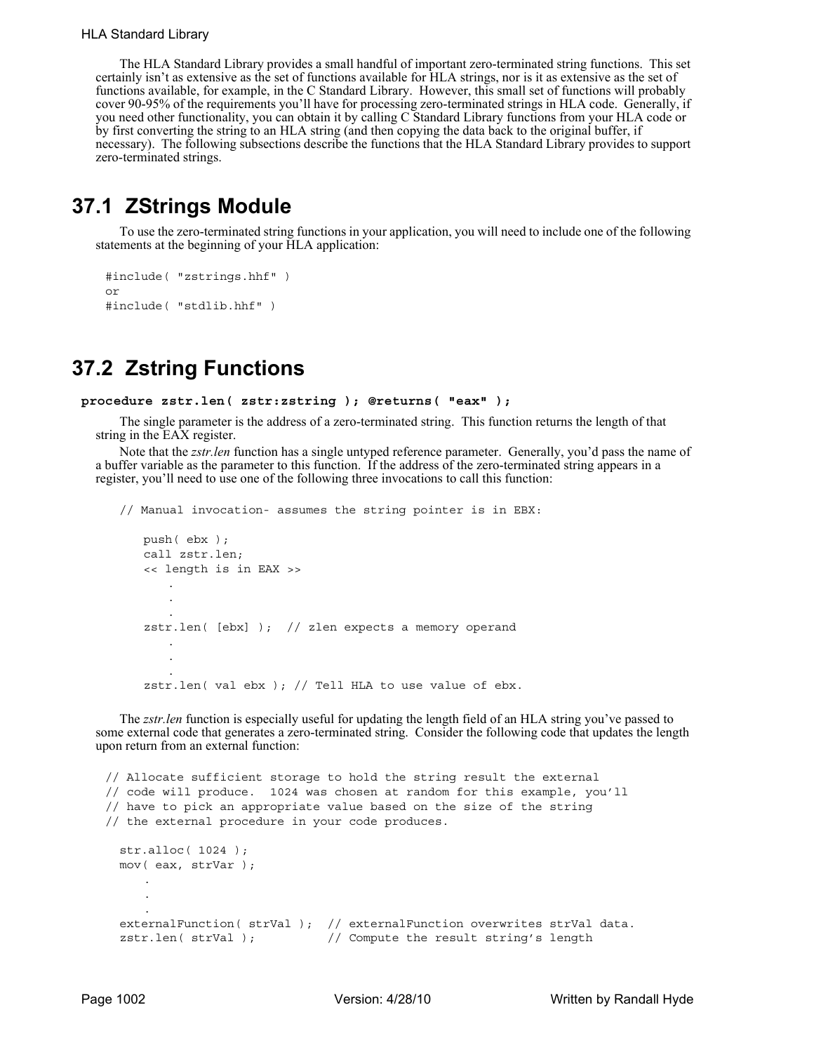The HLA Standard Library provides a small handful of important zero-terminated string functions. This set certainly isn't as extensive as the set of functions available for HLA strings, nor is it as extensive as the set of functions available, for example, in the C Standard Library. However, this small set of functions will probably cover 90-95% of the requirements you'll have for processing zero-terminated strings in HLA code. Generally, if you need other functionality, you can obtain it by calling C Standard Library functions from your HLA code or by first converting the string to an HLA string (and then copying the data back to the original buffer, if necessary). The following subsections describe the functions that the HLA Standard Library provides to support zero-terminated strings.

## 37.1 ZStrings Module

To use the zero-terminated string functions in your application, you will need to include one of the following statements at the beginning of your HLA application:

```
#include( "zstrings.hhf" )
or
#include( "stdlib.hhf" )
```

## 37.2 Zstring Functions

**procedure zstr.len( zstr:zstring ); @returns( "eax" );**

The single parameter is the address of a zero-terminated string. This function returns the length of that string in the EAX register.

Note that the *zstr.len* function has a single untyped reference parameter. Generally, you'd pass the name of a buffer variable as the parameter to this function. If the address of the zero-terminated string appears in a register, you'll need to use one of the following three invocations to call this function:

```
// Manual invocation- assumes the string pointer is in EBX:

    push( ebx );
    call zstr.len;
    << length is in EAX >>
        .
        .
        .
    zstr.len( [ebx] );  // zlen expects a memory operand
        .
        .
        .
    zstr.len( val ebx ); // Tell HLA to use value of ebx.
```

The *zstr.len* function is especially useful for updating the length field of an HLA string you've passed to some external code that generates a zero-terminated string. Consider the following code that updates the length upon return from an external function:

```
// Allocate sufficient storage to hold the string result the external
// code will produce.  1024 was chosen at random for this example, you'll
// have to pick an appropriate value based on the size of the string
// the external procedure in your code produces.

   str.alloc( 1024 );
   mov( eax, strVar );
      .
      .
      .
   externalFunction( strVal );  // externalFunction overwrites strVal data.
   zstr.len( strVal );          // Compute the result string's length
```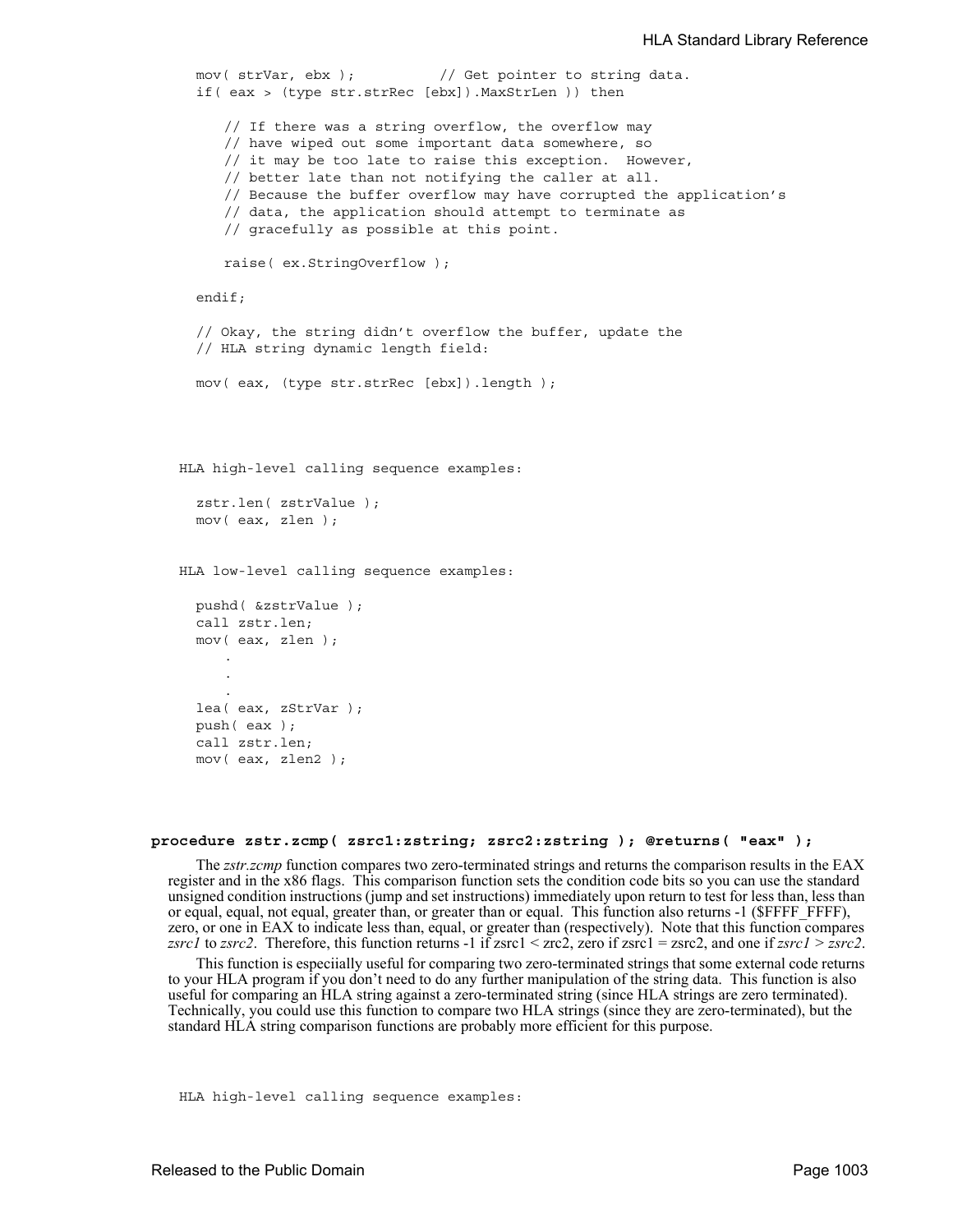```
mov( strVar, ebx );          // Get pointer to string data.
if( eax > (type str.strRec [ebx]).MaxStrLen )) then

    // If there was a string overflow, the overflow may
    // have wiped out some important data somewhere, so
    // it may be too late to raise this exception.  However,
    // better late than not notifying the caller at all.
    // Because the buffer overflow may have corrupted the application's
    // data, the application should attempt to terminate as
    // gracefully as possible at this point.

    raise( ex.StringOverflow );

endif;

// Okay, the string didn't overflow the buffer, update the
// HLA string dynamic length field:

mov( eax, (type str.strRec [ebx]).length );
```

```
HLA high-level calling sequence examples:

  zstr.len( zstrValue );
  mov( eax, zlen );


HLA low-level calling sequence examples:

  pushd( &zstrValue );
  call zstr.len;
  mov( eax, zlen );
      .
      .
      .
  lea( eax, zStrVar );
  push( eax );
  call zstr.len;
  mov( eax, zlen2 );
```

**procedure zstr.zcmp( zsrc1:zstring; zsrc2:zstring ); @returns( "eax" );**

The *zstr.zcmp* function compares two zero-terminated strings and returns the comparison results in the EAX register and in the x86 flags. This comparison function sets the condition code bits so you can use the standard unsigned condition instructions (jump and set instructions) immediately upon return to test for less than, less than or equal, equal, not equal, greater than, or greater than or equal. This function also returns -1 ($FFFF_FFFF), zero, or one in EAX to indicate less than, equal, or greater than (respectively). Note that this function compares *zsrc1* to *zsrc2*. Therefore, this function returns -1 if zsrc1 < zrc2, zero if zsrc1 = zsrc2, and one if *zsrc1 > zsrc2*.

This function is especiially useful for comparing two zero-terminated strings that some external code returns to your HLA program if you don't need to do any further manipulation of the string data. This function is also useful for comparing an HLA string against a zero-terminated string (since HLA strings are zero terminated). Technically, you could use this function to compare two HLA strings (since they are zero-terminated), but the standard HLA string comparison functions are probably more efficient for this purpose.

```
HLA high-level calling sequence examples:
```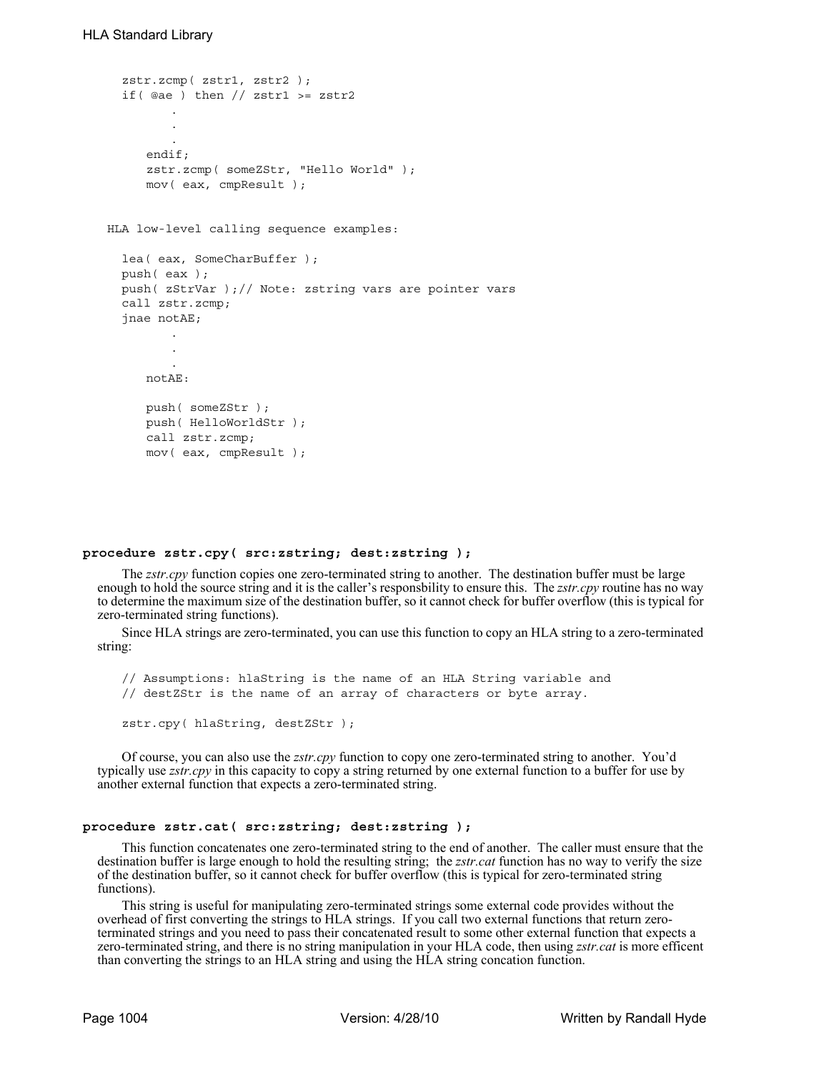```
zstr.zcmp( zstr1, zstr2 );
if( @ae ) then // zstr1 >= zstr2
      .
      .
      .
   endif;
   zstr.zcmp( someZStr, "Hello World" );
   mov( eax, cmpResult );
```

HLA low-level calling sequence examples:

```
lea( eax, SomeCharBuffer );
push( eax );
push( zStrVar );// Note: zstring vars are pointer vars
call zstr.zcmp;
jnae notAE;
      .
      .
      .
   notAE:

   push( someZStr );
   push( HelloWorldStr );
   call zstr.zcmp;
   mov( eax, cmpResult );
```

**procedure zstr.cpy( src:zstring; dest:zstring );**

The *zstr.cpy* function copies one zero-terminated string to another. The destination buffer must be large enough to hold the source string and it is the caller's responsbility to ensure this. The *zstr.cpy* routine has no way to determine the maximum size of the destination buffer, so it cannot check for buffer overflow (this is typical for zero-terminated string functions).

Since HLA strings are zero-terminated, you can use this function to copy an HLA string to a zero-terminated string:

```
// Assumptions: hlaString is the name of an HLA String variable and
// destZStr is the name of an array of characters or byte array.

zstr.cpy( hlaString, destZStr );
```

Of course, you can also use the *zstr.cpy* function to copy one zero-terminated string to another. You'd typically use *zstr.cpy* in this capacity to copy a string returned by one external function to a buffer for use by another external function that expects a zero-terminated string.

**procedure zstr.cat( src:zstring; dest:zstring );**

This function concatenates one zero-terminated string to the end of another. The caller must ensure that the destination buffer is large enough to hold the resulting string; the *zstr.cat* function has no way to verify the size of the destination buffer, so it cannot check for buffer overflow (this is typical for zero-terminated string functions).

This string is useful for manipulating zero-terminated strings some external code provides without the overhead of first converting the strings to HLA strings. If you call two external functions that return zero-terminated strings and you need to pass their concatenated result to some other external function that expects a zero-terminated string, and there is no string manipulation in your HLA code, then using *zstr.cat* is more efficent than converting the strings to an HLA string and using the HLA string concation function.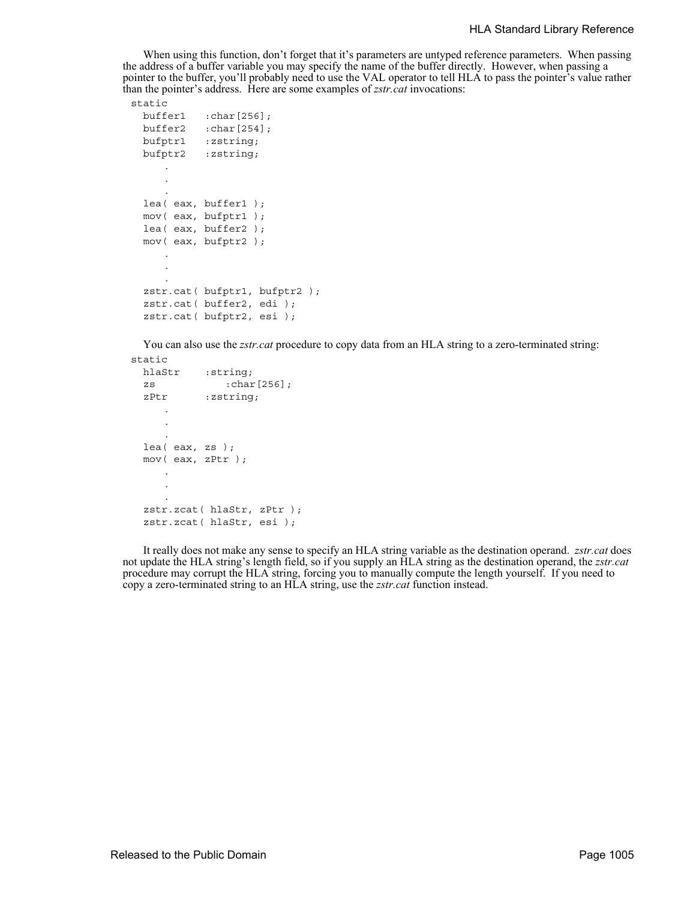When using this function, don't forget that it's parameters are untyped reference parameters. When passing the address of a buffer variable you may specify the name of the buffer directly. However, when passing a pointer to the buffer, you'll probably need to use the VAL operator to tell HLA to pass the pointer's value rather than the pointer's address. Here are some examples of *zstr.cat* invocations:

```
static
   buffer1    :char[256];
   buffer2    :char[254];
   bufptr1    :zstring;
   bufptr2    :zstring;
       .
       .
       .
   lea( eax, buffer1 );
   mov( eax, bufptr1 );
   lea( eax, buffer2 );
   mov( eax, bufptr2 );
       .
       .
       .
   zstr.cat( bufptr1, bufptr2 );
   zstr.cat( buffer2, edi );
   zstr.cat( bufptr2, esi );
```

You can also use the *zstr.cat* procedure to copy data from an HLA string to a zero-terminated string:

```
static
   hlaStr    :string;
   zs            :char[256];
   zPtr      :zstring;
       .
       .
       .
   lea( eax, zs );
   mov( eax, zPtr );
       .
       .
       .
   zstr.zcat( hlaStr, zPtr );
   zstr.zcat( hlaStr, esi );
```

It really does not make any sense to specify an HLA string variable as the destination operand. *zstr.cat* does not update the HLA string's length field, so if you supply an HLA string as the destination operand, the *zstr.cat* procedure may corrupt the HLA string, forcing you to manually compute the length yourself. If you need to copy a zero-terminated string to an HLA string, use the *zstr.cat* function instead.